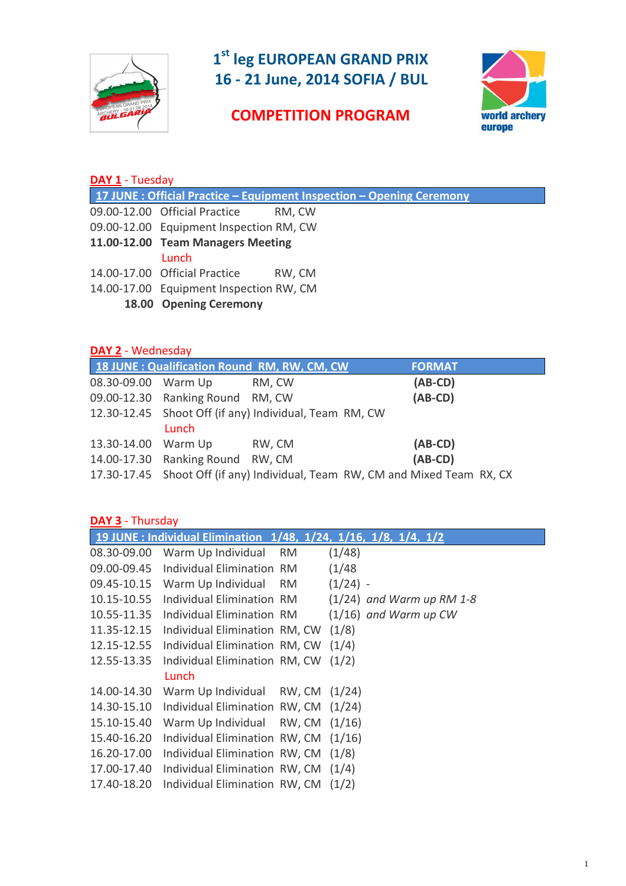# 1st leg EUROPEAN GRAND PRIX
# 16 - 21 June, 2014 SOFIA / BUL

## COMPETITION PROGRAM

### DAY 1 - Tuesday

**17 JUNE : Official Practice – Equipment Inspection – Opening Ceremony**

| | | |
|---|---|---|
| 09.00-12.00 | Official Practice | RM, CW |
| 09.00-12.00 | Equipment Inspection | RM, CW |
| **11.00-12.00** | **Team Managers Meeting** | |
| | Lunch | |
| 14.00-17.00 | Official Practice | RW, CM |
| 14.00-17.00 | Equipment Inspection | RW, CM |
| **18.00** | **Opening Ceremony** | |

### DAY 2 - Wednesday

| 18 JUNE : Qualification Round RM, RW, CM, CW | | | FORMAT |
|---|---|---|---|
| 08.30-09.00 | Warm Up | RM, CW | **(AB-CD)** |
| 09.00-12.30 | Ranking Round | RM, CW | **(AB-CD)** |
| 12.30-12.45 | Shoot Off (if any) Individual, Team RM, CW | | |
| | Lunch | | |
| 13.30-14.00 | Warm Up | RW, CM | **(AB-CD)** |
| 14.00-17.30 | Ranking Round | RW, CM | **(AB-CD)** |
| 17.30-17.45 | Shoot Off (if any) Individual, Team RW, CM and Mixed Team RX, CX | | |

### DAY 3 - Thursday

**19 JUNE : Individual Elimination 1/48, 1/24, 1/16, 1/8, 1/4, 1/2**

| | | | |
|---|---|---|---|
| 08.30-09.00 | Warm Up Individual | RM | (1/48) |
| 09.00-09.45 | Individual Elimination | RM | (1/48 |
| 09.45-10.15 | Warm Up Individual | RM | (1/24) - |
| 10.15-10.55 | Individual Elimination | RM | (1/24) *and Warm up RM 1-8* |
| 10.55-11.35 | Individual Elimination | RM | (1/16) *and Warm up CW* |
| 11.35-12.15 | Individual Elimination | RM, CW | (1/8) |
| 12.15-12.55 | Individual Elimination | RM, CW | (1/4) |
| 12.55-13.35 | Individual Elimination | RM, CW | (1/2) |
| | Lunch | | |
| 14.00-14.30 | Warm Up Individual | RW, CM | (1/24) |
| 14.30-15.10 | Individual Elimination | RW, CM | (1/24) |
| 15.10-15.40 | Warm Up Individual | RW, CM | (1/16) |
| 15.40-16.20 | Individual Elimination | RW, CM | (1/16) |
| 16.20-17.00 | Individual Elimination | RW, CM | (1/8) |
| 17.00-17.40 | Individual Elimination | RW, CM | (1/4) |
| 17.40-18.20 | Individual Elimination | RW, CM | (1/2) |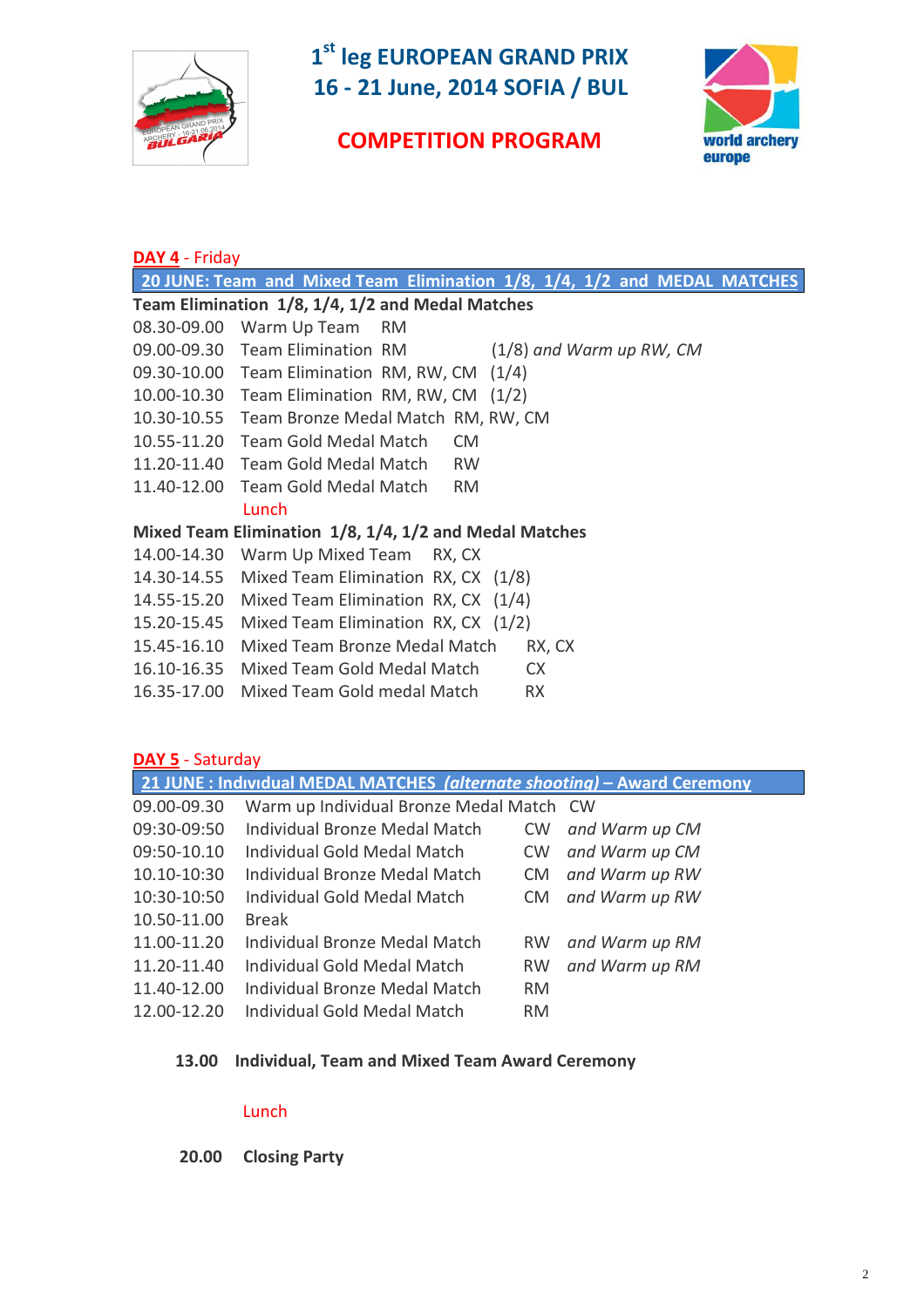# 1st leg EUROPEAN GRAND PRIX
# 16 - 21 June, 2014 SOFIA / BUL

## COMPETITION PROGRAM

**DAY 4** - Friday

**20 JUNE: Team and Mixed Team Elimination 1/8, 1/4, 1/2 and MEDAL MATCHES**

**Team Elimination 1/8, 1/4, 1/2 and Medal Matches**

| | | | |
|---|---|---|---|
| 08.30-09.00 | Warm Up Team | RM | |
| 09.00-09.30 | Team Elimination | RM | (1/8) *and Warm up RW, CM* |
| 09.30-10.00 | Team Elimination | RM, RW, CM | (1/4) |
| 10.00-10.30 | Team Elimination | RM, RW, CM | (1/2) |
| 10.30-10.55 | Team Bronze Medal Match | RM, RW, CM | |
| 10.55-11.20 | Team Gold Medal Match | CM | |
| 11.20-11.40 | Team Gold Medal Match | RW | |
| 11.40-12.00 | Team Gold Medal Match | RM | |
| | Lunch | | |

**Mixed Team Elimination 1/8, 1/4, 1/2 and Medal Matches**

| | | | |
|---|---|---|---|
| 14.00-14.30 | Warm Up Mixed Team | RX, CX | |
| 14.30-14.55 | Mixed Team Elimination | RX, CX | (1/8) |
| 14.55-15.20 | Mixed Team Elimination | RX, CX | (1/4) |
| 15.20-15.45 | Mixed Team Elimination | RX, CX | (1/2) |
| 15.45-16.10 | Mixed Team Bronze Medal Match | RX, CX | |
| 16.10-16.35 | Mixed Team Gold Medal Match | CX | |
| 16.35-17.00 | Mixed Team Gold medal Match | RX | |

**DAY 5** - Saturday

**21 JUNE : Individual MEDAL MATCHES *(alternate shooting)* – Award Ceremony**

| | | | |
|---|---|---|---|
| 09.00-09.30 | Warm up Individual Bronze Medal Match | CW | |
| 09:30-09:50 | Individual Bronze Medal Match | CW | *and Warm up CM* |
| 09:50-10.10 | Individual Gold Medal Match | CW | *and Warm up CM* |
| 10.10-10:30 | Individual Bronze Medal Match | CM | *and Warm up RW* |
| 10:30-10:50 | Individual Gold Medal Match | CM | *and Warm up RW* |
| 10.50-11.00 | Break | | |
| 11.00-11.20 | Individual Bronze Medal Match | RW | *and Warm up RM* |
| 11.20-11.40 | Individual Gold Medal Match | RW | *and Warm up RM* |
| 11.40-12.00 | Individual Bronze Medal Match | RM | |
| 12.00-12.20 | Individual Gold Medal Match | RM | |

**13.00 Individual, Team and Mixed Team Award Ceremony**

Lunch

**20.00 Closing Party**